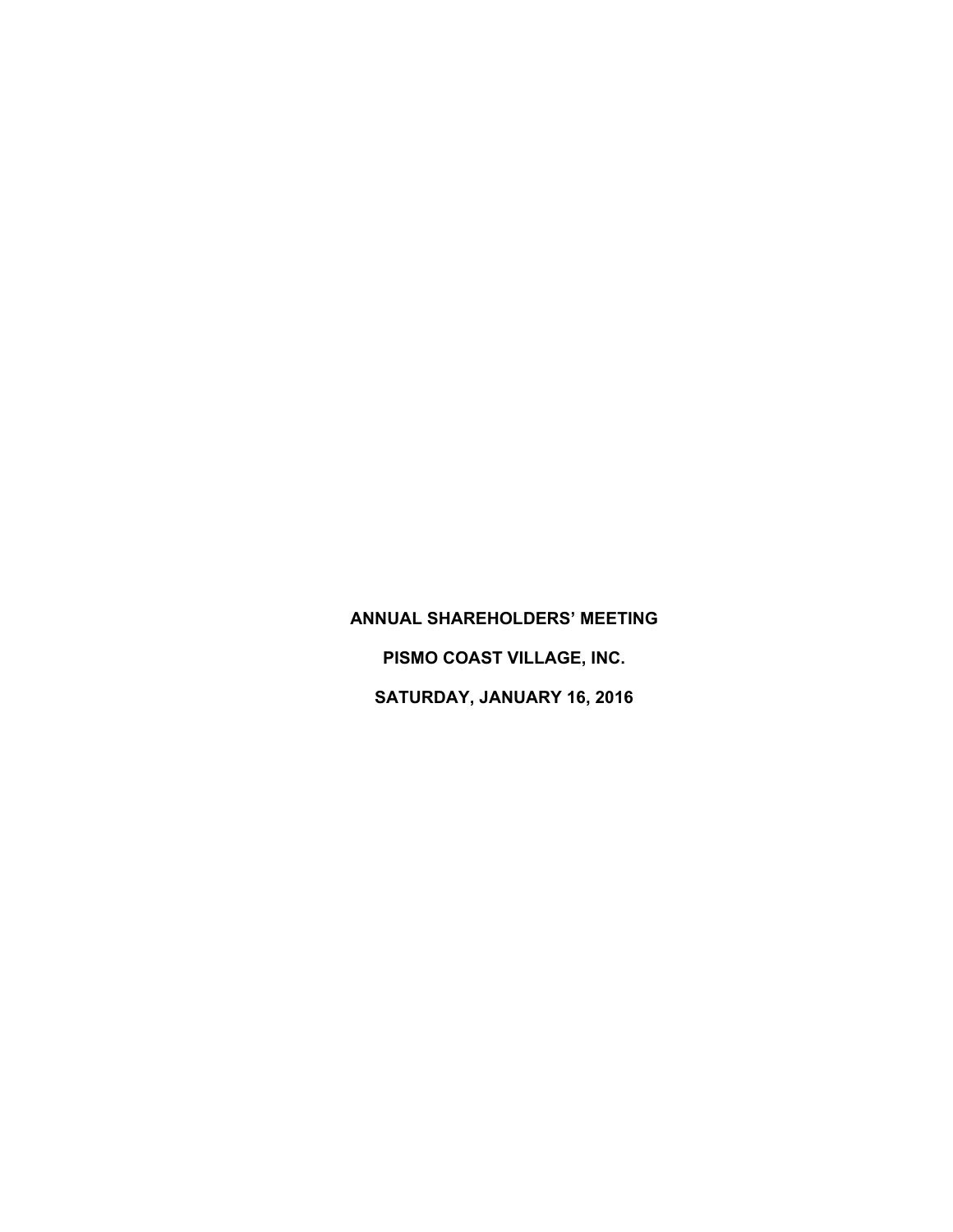**ANNUAL SHAREHOLDERS' MEETING**

**PISMO COAST VILLAGE, INC.**

**SATURDAY, JANUARY 16, 2016**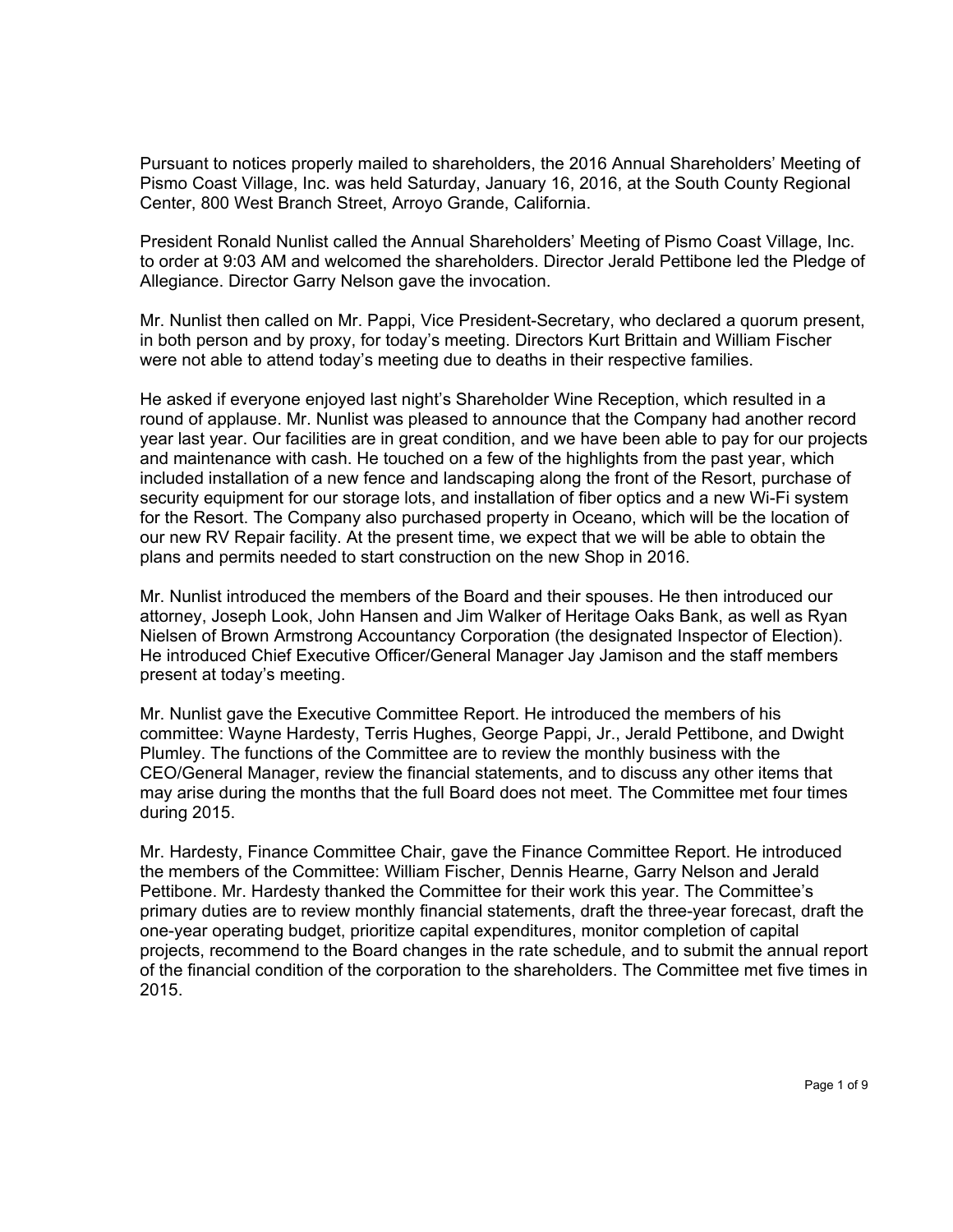Pursuant to notices properly mailed to shareholders, the 2016 Annual Shareholders' Meeting of Pismo Coast Village, Inc. was held Saturday, January 16, 2016, at the South County Regional Center, 800 West Branch Street, Arroyo Grande, California.

President Ronald Nunlist called the Annual Shareholders' Meeting of Pismo Coast Village, Inc. to order at 9:03 AM and welcomed the shareholders. Director Jerald Pettibone led the Pledge of Allegiance. Director Garry Nelson gave the invocation.

Mr. Nunlist then called on Mr. Pappi, Vice President-Secretary, who declared a quorum present, in both person and by proxy, for today's meeting. Directors Kurt Brittain and William Fischer were not able to attend today's meeting due to deaths in their respective families.

He asked if everyone enjoyed last night's Shareholder Wine Reception, which resulted in a round of applause. Mr. Nunlist was pleased to announce that the Company had another record year last year. Our facilities are in great condition, and we have been able to pay for our projects and maintenance with cash. He touched on a few of the highlights from the past year, which included installation of a new fence and landscaping along the front of the Resort, purchase of security equipment for our storage lots, and installation of fiber optics and a new Wi-Fi system for the Resort. The Company also purchased property in Oceano, which will be the location of our new RV Repair facility. At the present time, we expect that we will be able to obtain the plans and permits needed to start construction on the new Shop in 2016.

Mr. Nunlist introduced the members of the Board and their spouses. He then introduced our attorney, Joseph Look, John Hansen and Jim Walker of Heritage Oaks Bank, as well as Ryan Nielsen of Brown Armstrong Accountancy Corporation (the designated Inspector of Election). He introduced Chief Executive Officer/General Manager Jay Jamison and the staff members present at today's meeting.

Mr. Nunlist gave the Executive Committee Report. He introduced the members of his committee: Wayne Hardesty, Terris Hughes, George Pappi, Jr., Jerald Pettibone, and Dwight Plumley. The functions of the Committee are to review the monthly business with the CEO/General Manager, review the financial statements, and to discuss any other items that may arise during the months that the full Board does not meet. The Committee met four times during 2015.

Mr. Hardesty, Finance Committee Chair, gave the Finance Committee Report. He introduced the members of the Committee: William Fischer, Dennis Hearne, Garry Nelson and Jerald Pettibone. Mr. Hardesty thanked the Committee for their work this year. The Committee's primary duties are to review monthly financial statements, draft the three-year forecast, draft the one-year operating budget, prioritize capital expenditures, monitor completion of capital projects, recommend to the Board changes in the rate schedule, and to submit the annual report of the financial condition of the corporation to the shareholders. The Committee met five times in 2015.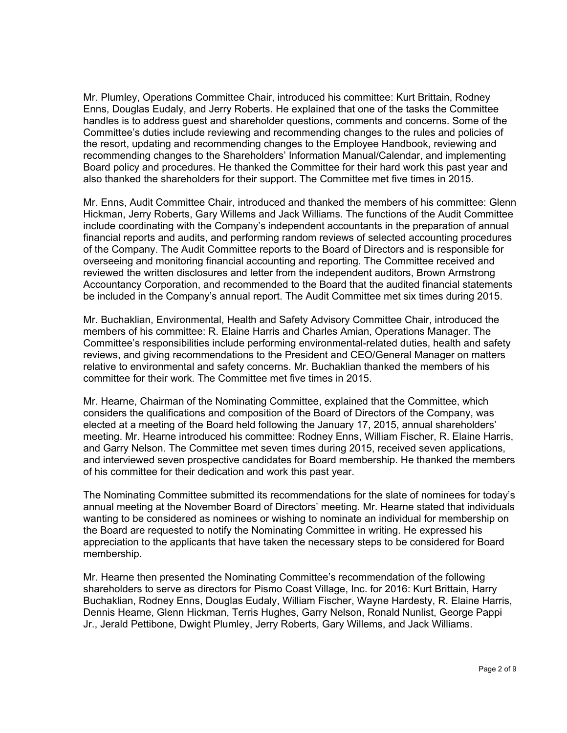Mr. Plumley, Operations Committee Chair, introduced his committee: Kurt Brittain, Rodney Enns, Douglas Eudaly, and Jerry Roberts. He explained that one of the tasks the Committee handles is to address guest and shareholder questions, comments and concerns. Some of the Committee's duties include reviewing and recommending changes to the rules and policies of the resort, updating and recommending changes to the Employee Handbook, reviewing and recommending changes to the Shareholders' Information Manual/Calendar, and implementing Board policy and procedures. He thanked the Committee for their hard work this past year and also thanked the shareholders for their support. The Committee met five times in 2015.

Mr. Enns, Audit Committee Chair, introduced and thanked the members of his committee: Glenn Hickman, Jerry Roberts, Gary Willems and Jack Williams. The functions of the Audit Committee include coordinating with the Company's independent accountants in the preparation of annual financial reports and audits, and performing random reviews of selected accounting procedures of the Company. The Audit Committee reports to the Board of Directors and is responsible for overseeing and monitoring financial accounting and reporting. The Committee received and reviewed the written disclosures and letter from the independent auditors, Brown Armstrong Accountancy Corporation, and recommended to the Board that the audited financial statements be included in the Company's annual report. The Audit Committee met six times during 2015.

Mr. Buchaklian, Environmental, Health and Safety Advisory Committee Chair, introduced the members of his committee: R. Elaine Harris and Charles Amian, Operations Manager. The Committee's responsibilities include performing environmental-related duties, health and safety reviews, and giving recommendations to the President and CEO/General Manager on matters relative to environmental and safety concerns. Mr. Buchaklian thanked the members of his committee for their work. The Committee met five times in 2015.

Mr. Hearne, Chairman of the Nominating Committee, explained that the Committee, which considers the qualifications and composition of the Board of Directors of the Company, was elected at a meeting of the Board held following the January 17, 2015, annual shareholders' meeting. Mr. Hearne introduced his committee: Rodney Enns, William Fischer, R. Elaine Harris, and Garry Nelson. The Committee met seven times during 2015, received seven applications, and interviewed seven prospective candidates for Board membership. He thanked the members of his committee for their dedication and work this past year.

The Nominating Committee submitted its recommendations for the slate of nominees for today's annual meeting at the November Board of Directors' meeting. Mr. Hearne stated that individuals wanting to be considered as nominees or wishing to nominate an individual for membership on the Board are requested to notify the Nominating Committee in writing. He expressed his appreciation to the applicants that have taken the necessary steps to be considered for Board membership.

Mr. Hearne then presented the Nominating Committee's recommendation of the following shareholders to serve as directors for Pismo Coast Village, Inc. for 2016: Kurt Brittain, Harry Buchaklian, Rodney Enns, Douglas Eudaly, William Fischer, Wayne Hardesty, R. Elaine Harris, Dennis Hearne, Glenn Hickman, Terris Hughes, Garry Nelson, Ronald Nunlist, George Pappi Jr., Jerald Pettibone, Dwight Plumley, Jerry Roberts, Gary Willems, and Jack Williams.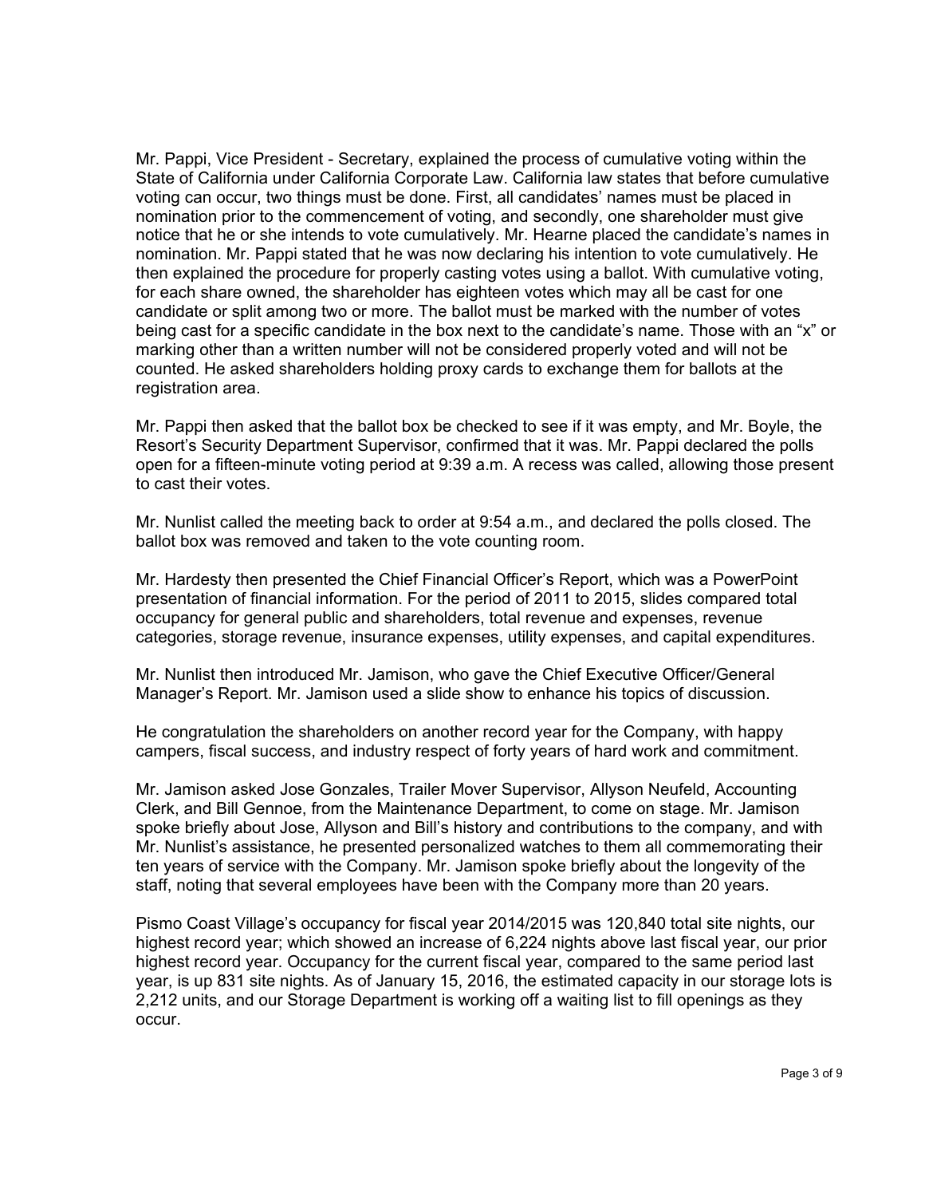Mr. Pappi, Vice President - Secretary, explained the process of cumulative voting within the State of California under California Corporate Law. California law states that before cumulative voting can occur, two things must be done. First, all candidates' names must be placed in nomination prior to the commencement of voting, and secondly, one shareholder must give notice that he or she intends to vote cumulatively. Mr. Hearne placed the candidate's names in nomination. Mr. Pappi stated that he was now declaring his intention to vote cumulatively. He then explained the procedure for properly casting votes using a ballot. With cumulative voting, for each share owned, the shareholder has eighteen votes which may all be cast for one candidate or split among two or more. The ballot must be marked with the number of votes being cast for a specific candidate in the box next to the candidate's name. Those with an "x" or marking other than a written number will not be considered properly voted and will not be counted. He asked shareholders holding proxy cards to exchange them for ballots at the registration area.

Mr. Pappi then asked that the ballot box be checked to see if it was empty, and Mr. Boyle, the Resort's Security Department Supervisor, confirmed that it was. Mr. Pappi declared the polls open for a fifteen-minute voting period at 9:39 a.m. A recess was called, allowing those present to cast their votes.

Mr. Nunlist called the meeting back to order at 9:54 a.m., and declared the polls closed. The ballot box was removed and taken to the vote counting room.

Mr. Hardesty then presented the Chief Financial Officer's Report, which was a PowerPoint presentation of financial information. For the period of 2011 to 2015, slides compared total occupancy for general public and shareholders, total revenue and expenses, revenue categories, storage revenue, insurance expenses, utility expenses, and capital expenditures.

Mr. Nunlist then introduced Mr. Jamison, who gave the Chief Executive Officer/General Manager's Report. Mr. Jamison used a slide show to enhance his topics of discussion.

He congratulation the shareholders on another record year for the Company, with happy campers, fiscal success, and industry respect of forty years of hard work and commitment.

Mr. Jamison asked Jose Gonzales, Trailer Mover Supervisor, Allyson Neufeld, Accounting Clerk, and Bill Gennoe, from the Maintenance Department, to come on stage. Mr. Jamison spoke briefly about Jose, Allyson and Bill's history and contributions to the company, and with Mr. Nunlist's assistance, he presented personalized watches to them all commemorating their ten years of service with the Company. Mr. Jamison spoke briefly about the longevity of the staff, noting that several employees have been with the Company more than 20 years.

Pismo Coast Village's occupancy for fiscal year 2014/2015 was 120,840 total site nights, our highest record year; which showed an increase of 6,224 nights above last fiscal year, our prior highest record year. Occupancy for the current fiscal year, compared to the same period last year, is up 831 site nights. As of January 15, 2016, the estimated capacity in our storage lots is 2,212 units, and our Storage Department is working off a waiting list to fill openings as they occur.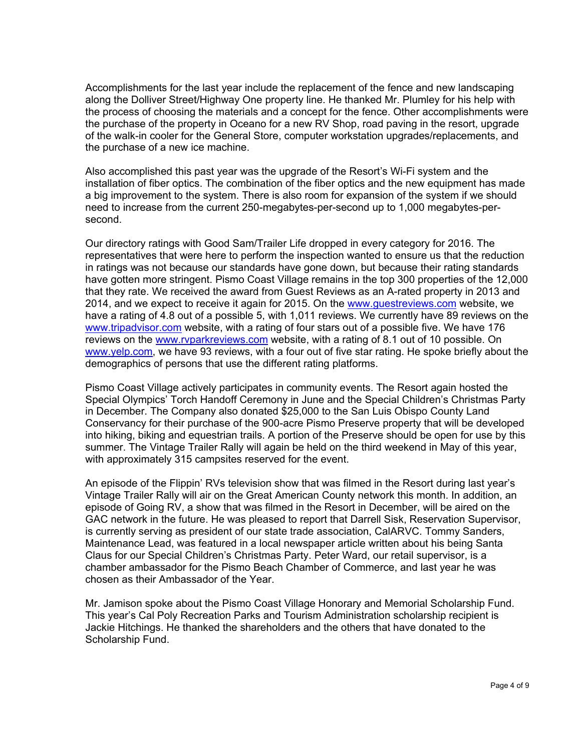Accomplishments for the last year include the replacement of the fence and new landscaping along the Dolliver Street/Highway One property line. He thanked Mr. Plumley for his help with the process of choosing the materials and a concept for the fence. Other accomplishments were the purchase of the property in Oceano for a new RV Shop, road paving in the resort, upgrade of the walk-in cooler for the General Store, computer workstation upgrades/replacements, and the purchase of a new ice machine.

Also accomplished this past year was the upgrade of the Resort's Wi-Fi system and the installation of fiber optics. The combination of the fiber optics and the new equipment has made a big improvement to the system. There is also room for expansion of the system if we should need to increase from the current 250-megabytes-per-second up to 1,000 megabytes-per-second.

Our directory ratings with Good Sam/Trailer Life dropped in every category for 2016. The representatives that were here to perform the inspection wanted to ensure us that the reduction in ratings was not because our standards have gone down, but because their rating standards have gotten more stringent. Pismo Coast Village remains in the top 300 properties of the 12,000 that they rate. We received the award from Guest Reviews as an A-rated property in 2013 and 2014, and we expect to receive it again for 2015. On the www.guestreviews.com website, we have a rating of 4.8 out of a possible 5, with 1,011 reviews. We currently have 89 reviews on the www.tripadvisor.com website, with a rating of four stars out of a possible five. We have 176 reviews on the www.rvparkreviews.com website, with a rating of 8.1 out of 10 possible. On www.yelp.com, we have 93 reviews, with a four out of five star rating. He spoke briefly about the demographics of persons that use the different rating platforms.

Pismo Coast Village actively participates in community events. The Resort again hosted the Special Olympics' Torch Handoff Ceremony in June and the Special Children's Christmas Party in December. The Company also donated $25,000 to the San Luis Obispo County Land Conservancy for their purchase of the 900-acre Pismo Preserve property that will be developed into hiking, biking and equestrian trails. A portion of the Preserve should be open for use by this summer. The Vintage Trailer Rally will again be held on the third weekend in May of this year, with approximately 315 campsites reserved for the event.

An episode of the Flippin' RVs television show that was filmed in the Resort during last year's Vintage Trailer Rally will air on the Great American County network this month. In addition, an episode of Going RV, a show that was filmed in the Resort in December, will be aired on the GAC network in the future. He was pleased to report that Darrell Sisk, Reservation Supervisor, is currently serving as president of our state trade association, CalARVC. Tommy Sanders, Maintenance Lead, was featured in a local newspaper article written about his being Santa Claus for our Special Children's Christmas Party. Peter Ward, our retail supervisor, is a chamber ambassador for the Pismo Beach Chamber of Commerce, and last year he was chosen as their Ambassador of the Year.

Mr. Jamison spoke about the Pismo Coast Village Honorary and Memorial Scholarship Fund. This year's Cal Poly Recreation Parks and Tourism Administration scholarship recipient is Jackie Hitchings. He thanked the shareholders and the others that have donated to the Scholarship Fund.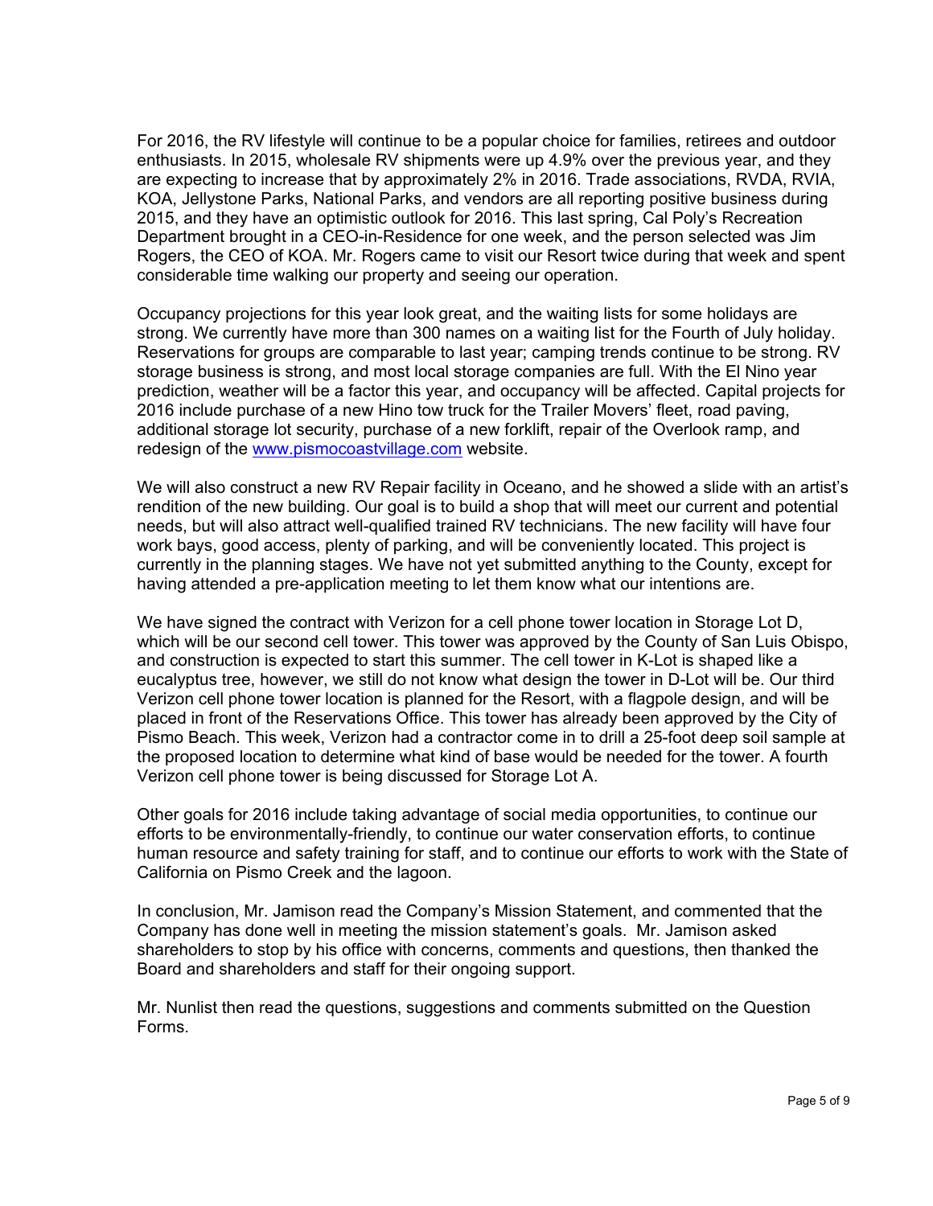For 2016, the RV lifestyle will continue to be a popular choice for families, retirees and outdoor enthusiasts. In 2015, wholesale RV shipments were up 4.9% over the previous year, and they are expecting to increase that by approximately 2% in 2016. Trade associations, RVDA, RVIA, KOA, Jellystone Parks, National Parks, and vendors are all reporting positive business during 2015, and they have an optimistic outlook for 2016. This last spring, Cal Poly's Recreation Department brought in a CEO-in-Residence for one week, and the person selected was Jim Rogers, the CEO of KOA. Mr. Rogers came to visit our Resort twice during that week and spent considerable time walking our property and seeing our operation.

Occupancy projections for this year look great, and the waiting lists for some holidays are strong. We currently have more than 300 names on a waiting list for the Fourth of July holiday. Reservations for groups are comparable to last year; camping trends continue to be strong. RV storage business is strong, and most local storage companies are full. With the El Nino year prediction, weather will be a factor this year, and occupancy will be affected. Capital projects for 2016 include purchase of a new Hino tow truck for the Trailer Movers' fleet, road paving, additional storage lot security, purchase of a new forklift, repair of the Overlook ramp, and redesign of the [www.pismocoastvillage.com](http://www.pismocoastvillage.com) website.

We will also construct a new RV Repair facility in Oceano, and he showed a slide with an artist's rendition of the new building. Our goal is to build a shop that will meet our current and potential needs, but will also attract well-qualified trained RV technicians. The new facility will have four work bays, good access, plenty of parking, and will be conveniently located. This project is currently in the planning stages. We have not yet submitted anything to the County, except for having attended a pre-application meeting to let them know what our intentions are.

We have signed the contract with Verizon for a cell phone tower location in Storage Lot D, which will be our second cell tower. This tower was approved by the County of San Luis Obispo, and construction is expected to start this summer. The cell tower in K-Lot is shaped like a eucalyptus tree, however, we still do not know what design the tower in D-Lot will be. Our third Verizon cell phone tower location is planned for the Resort, with a flagpole design, and will be placed in front of the Reservations Office. This tower has already been approved by the City of Pismo Beach. This week, Verizon had a contractor come in to drill a 25-foot deep soil sample at the proposed location to determine what kind of base would be needed for the tower. A fourth Verizon cell phone tower is being discussed for Storage Lot A.

Other goals for 2016 include taking advantage of social media opportunities, to continue our efforts to be environmentally-friendly, to continue our water conservation efforts, to continue human resource and safety training for staff, and to continue our efforts to work with the State of California on Pismo Creek and the lagoon.

In conclusion, Mr. Jamison read the Company's Mission Statement, and commented that the Company has done well in meeting the mission statement's goals. Mr. Jamison asked shareholders to stop by his office with concerns, comments and questions, then thanked the Board and shareholders and staff for their ongoing support.

Mr. Nunlist then read the questions, suggestions and comments submitted on the Question Forms.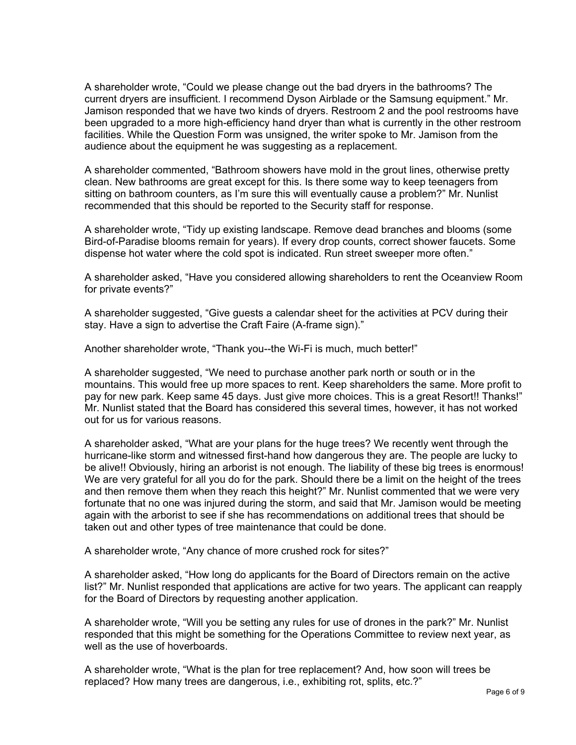A shareholder wrote, “Could we please change out the bad dryers in the bathrooms? The current dryers are insufficient. I recommend Dyson Airblade or the Samsung equipment.” Mr. Jamison responded that we have two kinds of dryers. Restroom 2 and the pool restrooms have been upgraded to a more high-efficiency hand dryer than what is currently in the other restroom facilities. While the Question Form was unsigned, the writer spoke to Mr. Jamison from the audience about the equipment he was suggesting as a replacement.

A shareholder commented, “Bathroom showers have mold in the grout lines, otherwise pretty clean. New bathrooms are great except for this. Is there some way to keep teenagers from sitting on bathroom counters, as I’m sure this will eventually cause a problem?” Mr. Nunlist recommended that this should be reported to the Security staff for response.

A shareholder wrote, “Tidy up existing landscape. Remove dead branches and blooms (some Bird-of-Paradise blooms remain for years). If every drop counts, correct shower faucets. Some dispense hot water where the cold spot is indicated. Run street sweeper more often.”

A shareholder asked, “Have you considered allowing shareholders to rent the Oceanview Room for private events?”

A shareholder suggested, “Give guests a calendar sheet for the activities at PCV during their stay. Have a sign to advertise the Craft Faire (A-frame sign).”

Another shareholder wrote, “Thank you--the Wi-Fi is much, much better!”

A shareholder suggested, “We need to purchase another park north or south or in the mountains. This would free up more spaces to rent. Keep shareholders the same. More profit to pay for new park. Keep same 45 days. Just give more choices. This is a great Resort!! Thanks!” Mr. Nunlist stated that the Board has considered this several times, however, it has not worked out for us for various reasons.

A shareholder asked, “What are your plans for the huge trees? We recently went through the hurricane-like storm and witnessed first-hand how dangerous they are. The people are lucky to be alive!! Obviously, hiring an arborist is not enough. The liability of these big trees is enormous! We are very grateful for all you do for the park. Should there be a limit on the height of the trees and then remove them when they reach this height?” Mr. Nunlist commented that we were very fortunate that no one was injured during the storm, and said that Mr. Jamison would be meeting again with the arborist to see if she has recommendations on additional trees that should be taken out and other types of tree maintenance that could be done.

A shareholder wrote, “Any chance of more crushed rock for sites?”

A shareholder asked, “How long do applicants for the Board of Directors remain on the active list?” Mr. Nunlist responded that applications are active for two years. The applicant can reapply for the Board of Directors by requesting another application.

A shareholder wrote, “Will you be setting any rules for use of drones in the park?” Mr. Nunlist responded that this might be something for the Operations Committee to review next year, as well as the use of hoverboards.

A shareholder wrote, “What is the plan for tree replacement? And, how soon will trees be replaced? How many trees are dangerous, i.e., exhibiting rot, splits, etc.?”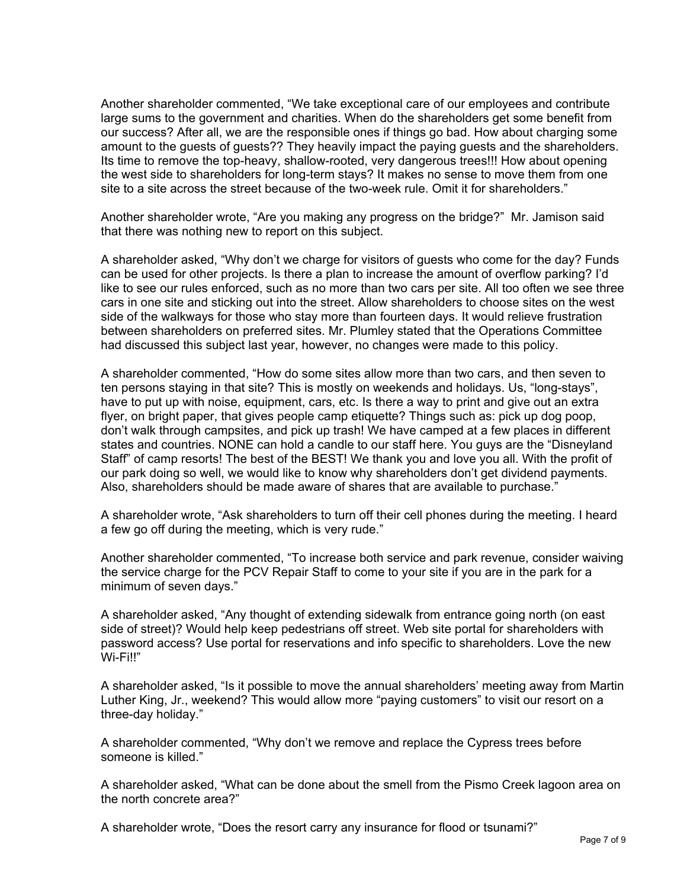Another shareholder commented, "We take exceptional care of our employees and contribute large sums to the government and charities. When do the shareholders get some benefit from our success? After all, we are the responsible ones if things go bad. How about charging some amount to the guests of guests?? They heavily impact the paying guests and the shareholders. Its time to remove the top-heavy, shallow-rooted, very dangerous trees!!! How about opening the west side to shareholders for long-term stays? It makes no sense to move them from one site to a site across the street because of the two-week rule. Omit it for shareholders."

Another shareholder wrote, "Are you making any progress on the bridge?" Mr. Jamison said that there was nothing new to report on this subject.

A shareholder asked, "Why don't we charge for visitors of guests who come for the day? Funds can be used for other projects. Is there a plan to increase the amount of overflow parking? I'd like to see our rules enforced, such as no more than two cars per site. All too often we see three cars in one site and sticking out into the street. Allow shareholders to choose sites on the west side of the walkways for those who stay more than fourteen days. It would relieve frustration between shareholders on preferred sites. Mr. Plumley stated that the Operations Committee had discussed this subject last year, however, no changes were made to this policy.

A shareholder commented, "How do some sites allow more than two cars, and then seven to ten persons staying in that site? This is mostly on weekends and holidays. Us, "long-stays", have to put up with noise, equipment, cars, etc. Is there a way to print and give out an extra flyer, on bright paper, that gives people camp etiquette? Things such as: pick up dog poop, don't walk through campsites, and pick up trash! We have camped at a few places in different states and countries. NONE can hold a candle to our staff here. You guys are the "Disneyland Staff" of camp resorts! The best of the BEST! We thank you and love you all. With the profit of our park doing so well, we would like to know why shareholders don't get dividend payments. Also, shareholders should be made aware of shares that are available to purchase."

A shareholder wrote, "Ask shareholders to turn off their cell phones during the meeting. I heard a few go off during the meeting, which is very rude."

Another shareholder commented, "To increase both service and park revenue, consider waiving the service charge for the PCV Repair Staff to come to your site if you are in the park for a minimum of seven days."

A shareholder asked, "Any thought of extending sidewalk from entrance going north (on east side of street)? Would help keep pedestrians off street. Web site portal for shareholders with password access? Use portal for reservations and info specific to shareholders. Love the new Wi-Fi!!"

A shareholder asked, "Is it possible to move the annual shareholders' meeting away from Martin Luther King, Jr., weekend? This would allow more "paying customers" to visit our resort on a three-day holiday."

A shareholder commented, "Why don't we remove and replace the Cypress trees before someone is killed."

A shareholder asked, "What can be done about the smell from the Pismo Creek lagoon area on the north concrete area?"

A shareholder wrote, "Does the resort carry any insurance for flood or tsunami?"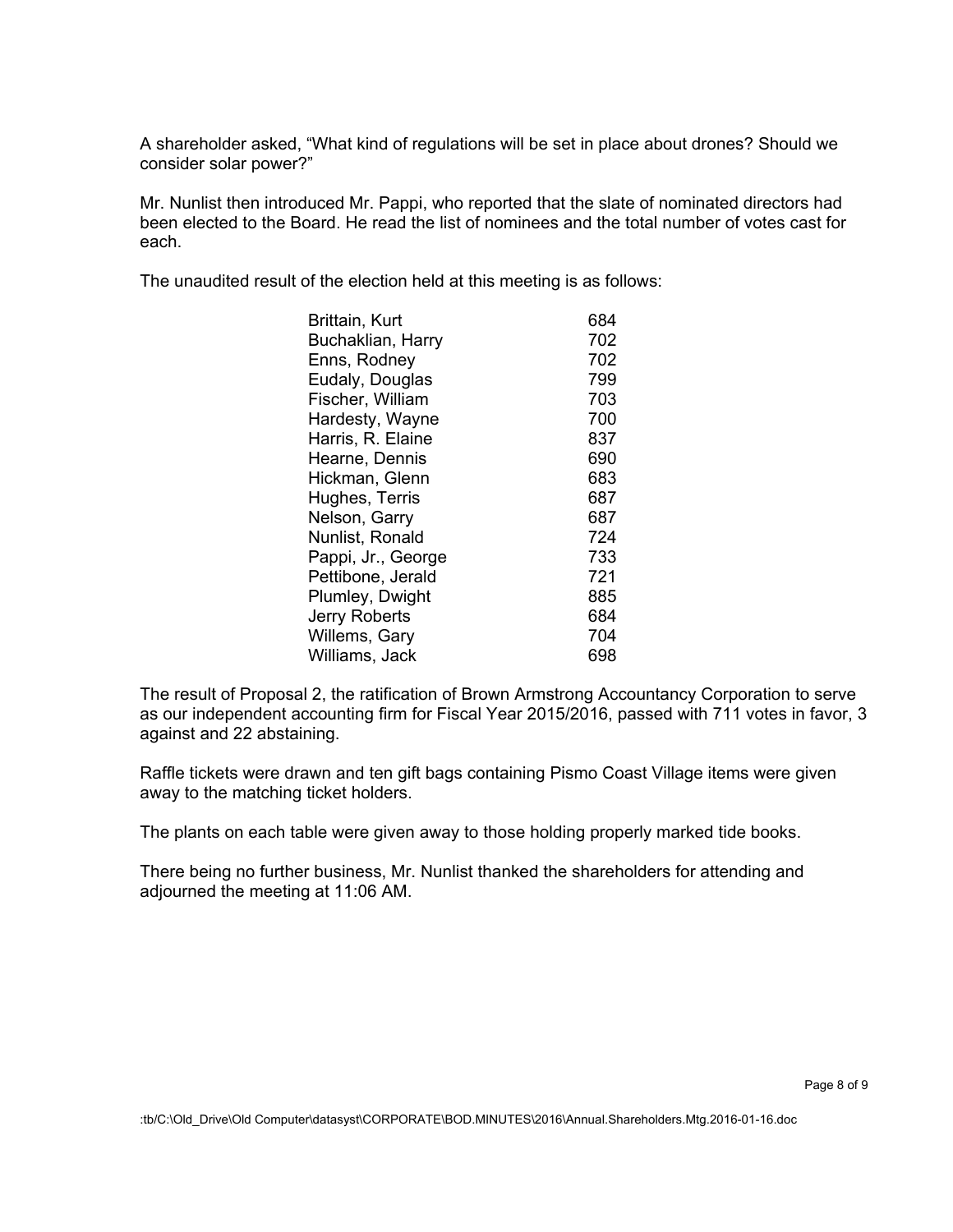A shareholder asked, "What kind of regulations will be set in place about drones? Should we consider solar power?"

Mr. Nunlist then introduced Mr. Pappi, who reported that the slate of nominated directors had been elected to the Board. He read the list of nominees and the total number of votes cast for each.

The unaudited result of the election held at this meeting is as follows:

| | |
|---|---|
| Brittain, Kurt | 684 |
| Buchaklian, Harry | 702 |
| Enns, Rodney | 702 |
| Eudaly, Douglas | 799 |
| Fischer, William | 703 |
| Hardesty, Wayne | 700 |
| Harris, R. Elaine | 837 |
| Hearne, Dennis | 690 |
| Hickman, Glenn | 683 |
| Hughes, Terris | 687 |
| Nelson, Garry | 687 |
| Nunlist, Ronald | 724 |
| Pappi, Jr., George | 733 |
| Pettibone, Jerald | 721 |
| Plumley, Dwight | 885 |
| Jerry Roberts | 684 |
| Willems, Gary | 704 |
| Williams, Jack | 698 |

The result of Proposal 2, the ratification of Brown Armstrong Accountancy Corporation to serve as our independent accounting firm for Fiscal Year 2015/2016, passed with 711 votes in favor, 3 against and 22 abstaining.

Raffle tickets were drawn and ten gift bags containing Pismo Coast Village items were given away to the matching ticket holders.

The plants on each table were given away to those holding properly marked tide books.

There being no further business, Mr. Nunlist thanked the shareholders for attending and adjourned the meeting at 11:06 AM.

:tb/C:\Old_Drive\Old Computer\datasyst\CORPORATE\BOD.MINUTES\2016\Annual.Shareholders.Mtg.2016-01-16.doc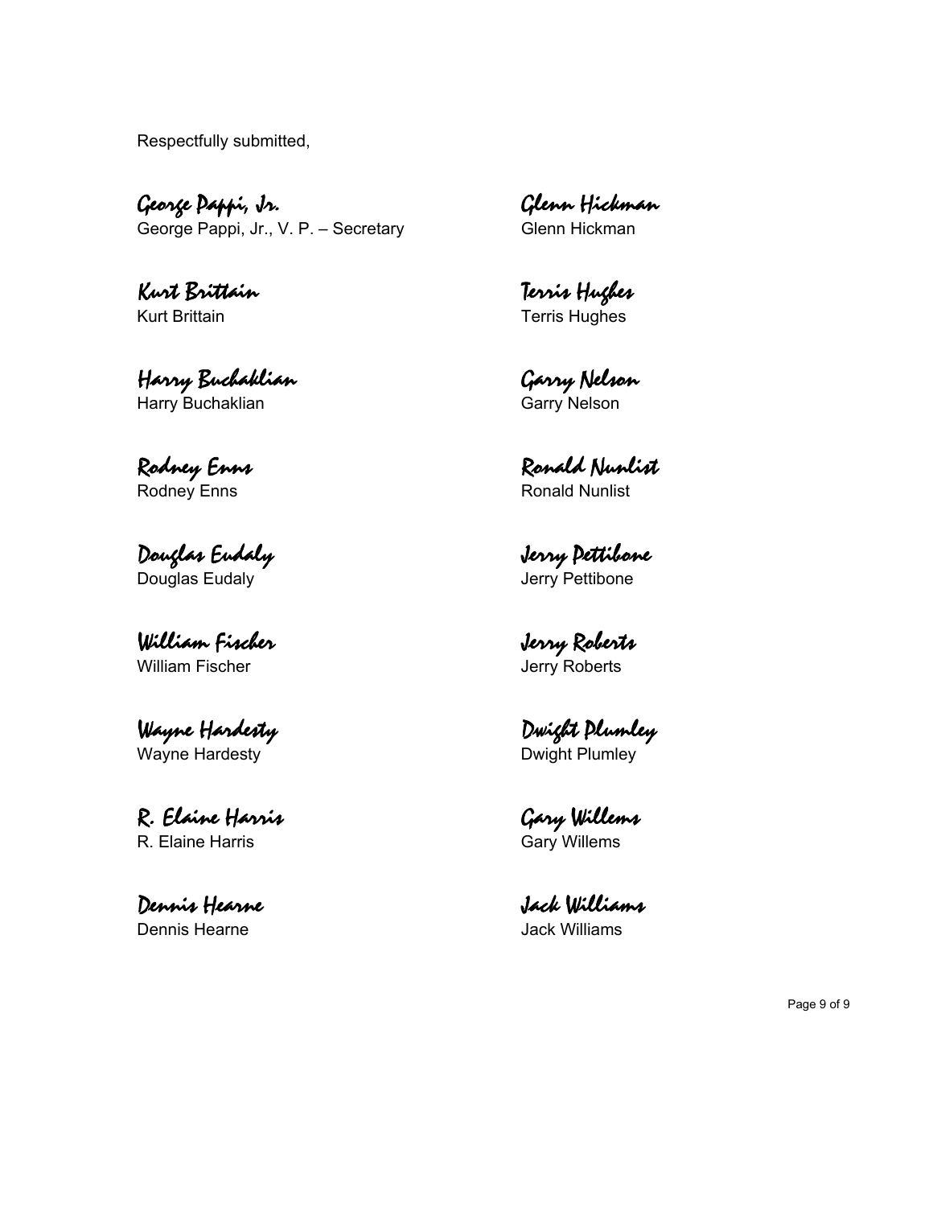Respectfully submitted,

*George Pappi, Jr.*
George Pappi, Jr., V. P. – Secretary

*Kurt Brittain*
Kurt Brittain

*Harry Buchaklian*
Harry Buchaklian

*Rodney Enns*
Rodney Enns

*Douglas Eudaly*
Douglas Eudaly

*William Fischer*
William Fischer

*Wayne Hardesty*
Wayne Hardesty

*R. Elaine Harris*
R. Elaine Harris

*Dennis Hearne*
Dennis Hearne

*Glenn Hickman*
Glenn Hickman

*Terris Hughes*
Terris Hughes

*Garry Nelson*
Garry Nelson

*Ronald Nunlist*
Ronald Nunlist

*Jerry Pettibone*
Jerry Pettibone

*Jerry Roberts*
Jerry Roberts

*Dwight Plumley*
Dwight Plumley

*Gary Willems*
Gary Willems

*Jack Williams*
Jack Williams